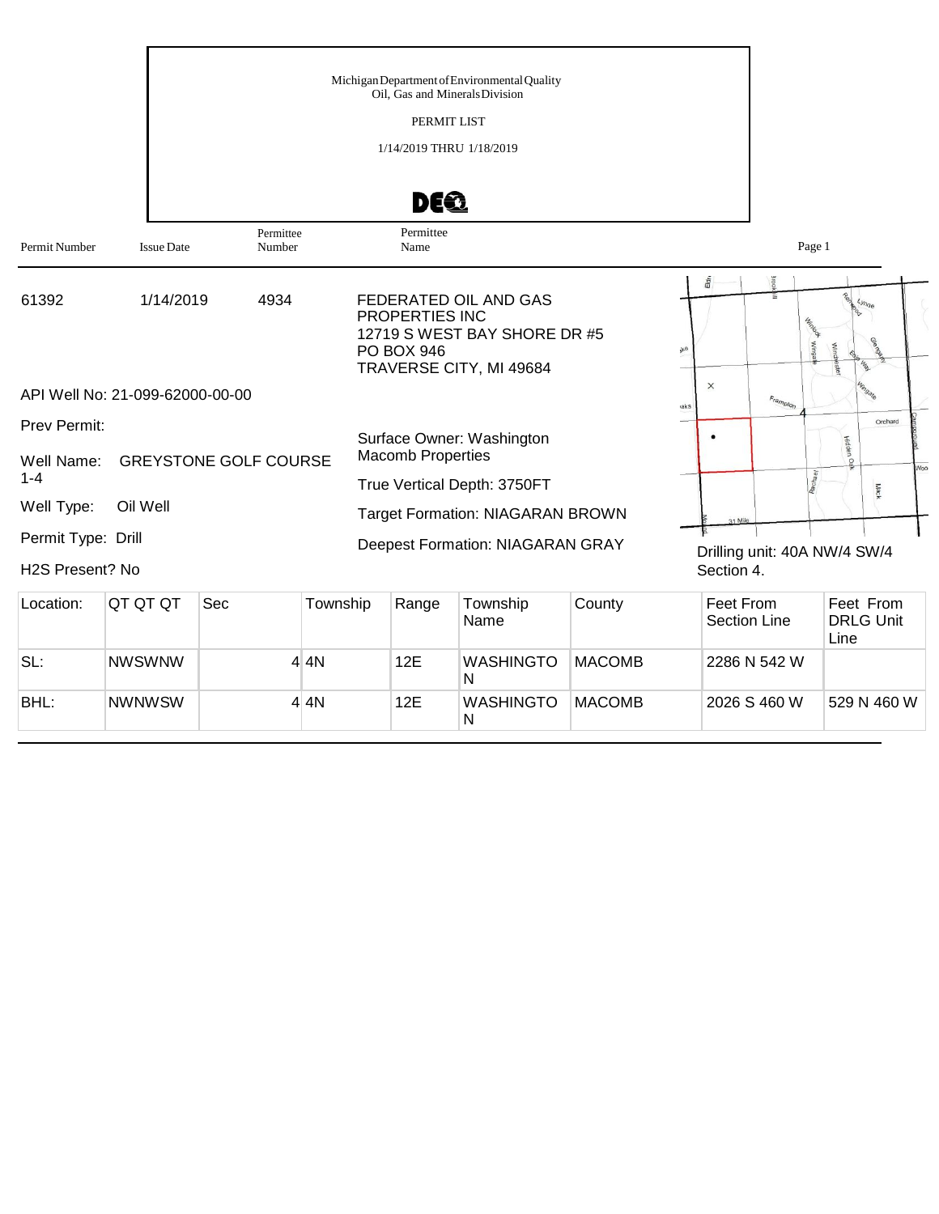Michigan Department of Environmental Quality
Oil, Gas and Minerals Division

PERMIT LIST

1/14/2019 THRU 1/18/2019

DEQ

| Permit Number | Issue Date | Permittee Number | Permittee Name |
|---|---|---|---|
| 61392 | 1/14/2019 | 4934 | FEDERATED OIL AND GAS PROPERTIES INC<br>12719 S WEST BAY SHORE DR #5<br>PO BOX 946<br>TRAVERSE CITY, MI 49684 |

API Well No: 21-099-62000-00-00

Prev Permit:

Well Name: GREYSTONE GOLF COURSE 1-4

Well Type: Oil Well

Permit Type: Drill

H2S Present? No

Surface Owner: Washington Macomb Properties

True Vertical Depth: 3750FT

Target Formation: NIAGARAN BROWN

Deepest Formation: NIAGARAN GRAY

Drilling unit: 40A NW/4 SW/4 Section 4.

| Location: | QT QT QT | Sec | Township | Range | Township Name | County | Feet From Section Line | Feet From DRLG Unit Line |
|---|---|---|---|---|---|---|---|---|
| SL: | NWSWNW | 4 | 4N | 12E | WASHINGTON | MACOMB | 2286 N 542 W | |
| BHL: | NWNWSW | 4 | 4N | 12E | WASHINGTON | MACOMB | 2026 S 460 W | 529 N 460 W |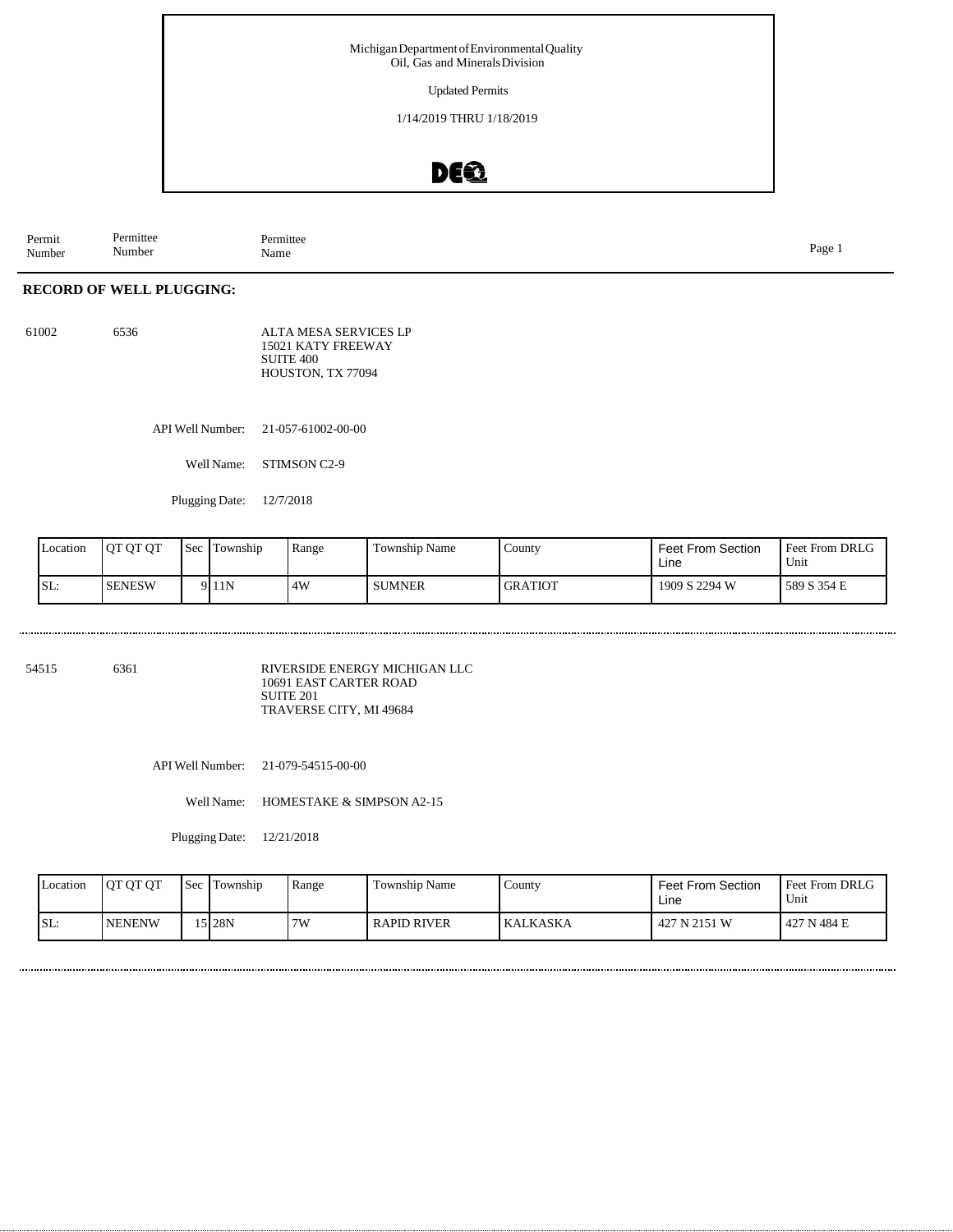Michigan Department of Environmental Quality
Oil, Gas and Minerals Division

Updated Permits

1/14/2019 THRU 1/18/2019

| Permit Number | Permittee Number | Permittee Name |
|---|---|---|

## RECORD OF WELL PLUGGING:

61002 &nbsp;&nbsp; 6536 &nbsp;&nbsp; ALTA MESA SERVICES LP
15021 KATY FREEWAY
SUITE 400
HOUSTON, TX 77094

API Well Number: 21-057-61002-00-00

Well Name: STIMSON C2-9

Plugging Date: 12/7/2018

| Location | QT QT QT | Sec | Township | Range | Township Name | County | Feet From Section Line | Feet From DRLG Unit |
|---|---|---|---|---|---|---|---|---|
| SL: | SENESW | 9 | 11N | 4W | SUMNER | GRATIOT | 1909 S 2294 W | 589 S 354 E |

54515 &nbsp;&nbsp; 6361 &nbsp;&nbsp; RIVERSIDE ENERGY MICHIGAN LLC
10691 EAST CARTER ROAD
SUITE 201
TRAVERSE CITY, MI 49684

API Well Number: 21-079-54515-00-00

Well Name: HOMESTAKE & SIMPSON A2-15

Plugging Date: 12/21/2018

| Location | QT QT QT | Sec | Township | Range | Township Name | County | Feet From Section Line | Feet From DRLG Unit |
|---|---|---|---|---|---|---|---|---|
| SL: | NENENW | 15 | 28N | 7W | RAPID RIVER | KALKASKA | 427 N 2151 W | 427 N 484 E |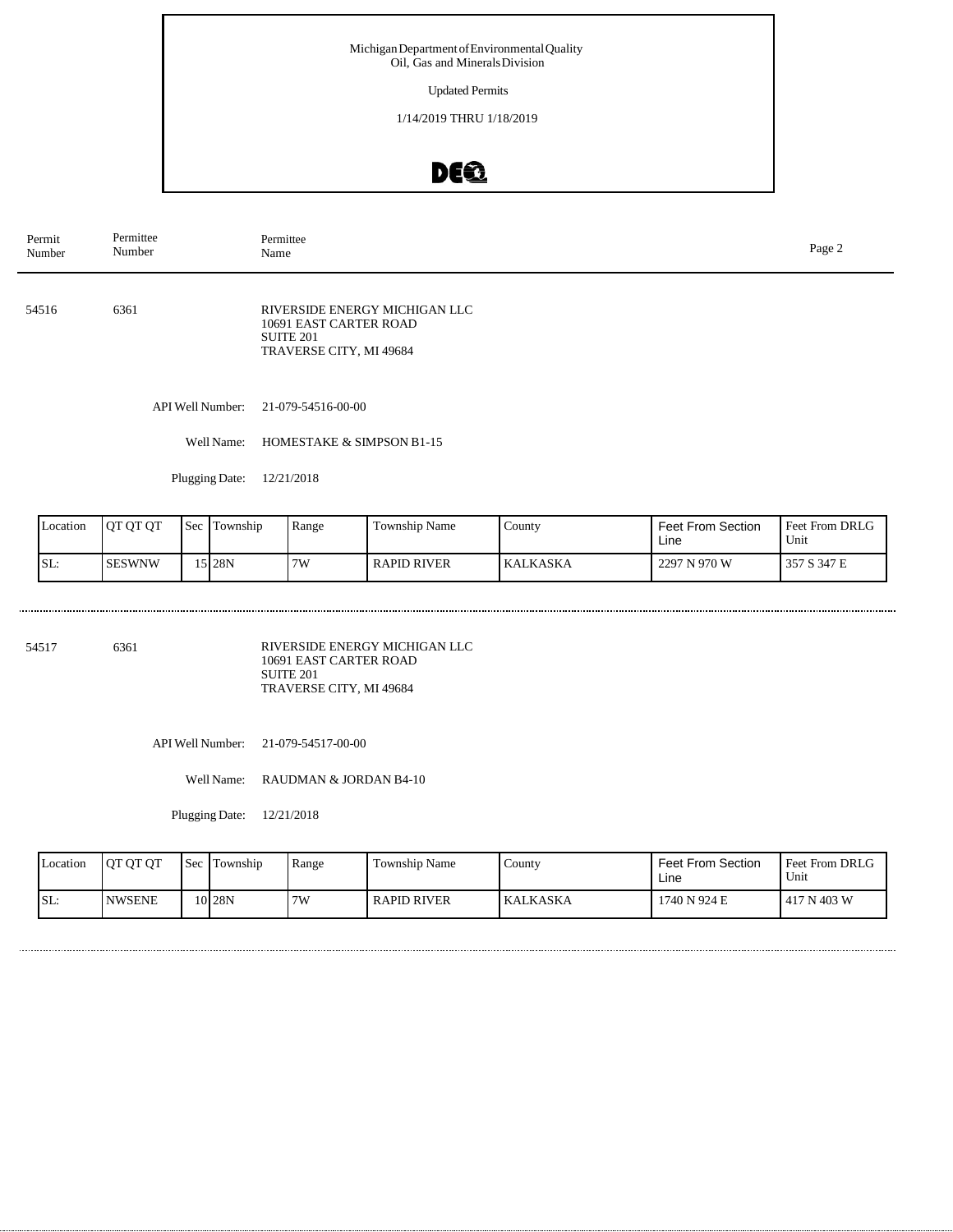Michigan Department of Environmental Quality
Oil, Gas and Minerals Division

Updated Permits

1/14/2019 THRU 1/18/2019

| Permit Number | Permittee Number | Permittee Name |
|---|---|---|
| 54516 | 6361 | RIVERSIDE ENERGY MICHIGAN LLC<br>10691 EAST CARTER ROAD<br>SUITE 201<br>TRAVERSE CITY, MI 49684 |

API Well Number: 21-079-54516-00-00

Well Name: HOMESTAKE & SIMPSON B1-15

Plugging Date: 12/21/2018

| Location | QT QT QT | Sec | Township | Range | Township Name | County | Feet From Section Line | Feet From DRLG Unit |
|---|---|---|---|---|---|---|---|---|
| SL: | SESWNW | 15 | 28N | 7W | RAPID RIVER | KALKASKA | 2297 N 970 W | 357 S 347 E |

---

| Permit Number | Permittee Number | Permittee Name |
|---|---|---|
| 54517 | 6361 | RIVERSIDE ENERGY MICHIGAN LLC<br>10691 EAST CARTER ROAD<br>SUITE 201<br>TRAVERSE CITY, MI 49684 |

API Well Number: 21-079-54517-00-00

Well Name: RAUDMAN & JORDAN B4-10

Plugging Date: 12/21/2018

| Location | QT QT QT | Sec | Township | Range | Township Name | County | Feet From Section Line | Feet From DRLG Unit |
|---|---|---|---|---|---|---|---|---|
| SL: | NWSENE | 10 | 28N | 7W | RAPID RIVER | KALKASKA | 1740 N 924 E | 417 N 403 W |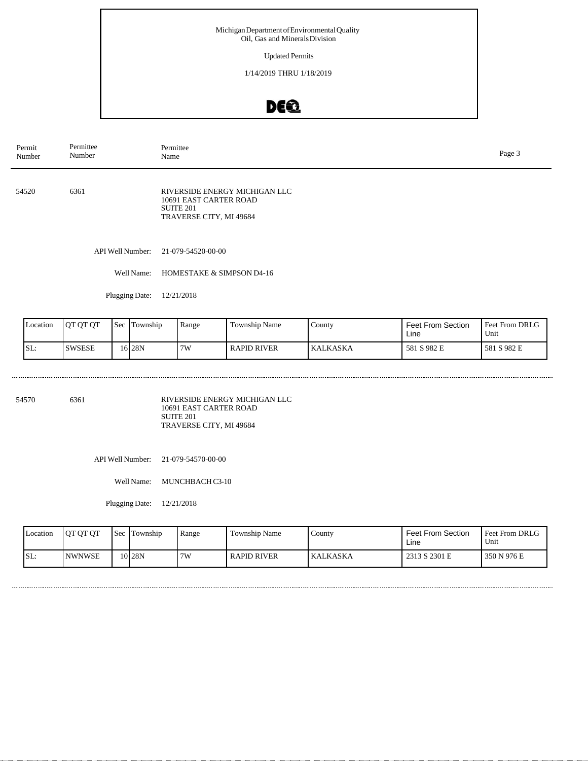Michigan Department of Environmental Quality
Oil, Gas and Minerals Division

Updated Permits

1/14/2019 THRU 1/18/2019

| Permit Number | Permittee Number | Permittee Name |
|---|---|---|

54520 6361 RIVERSIDE ENERGY MICHIGAN LLC
10691 EAST CARTER ROAD
SUITE 201
TRAVERSE CITY, MI 49684

API Well Number: 21-079-54520-00-00

Well Name: HOMESTAKE & SIMPSON D4-16

Plugging Date: 12/21/2018

| Location | QT QT QT | Sec | Township | Range | Township Name | County | Feet From Section Line | Feet From DRLG Unit |
|---|---|---|---|---|---|---|---|---|
| SL: | SWSESE | 16 | 28N | 7W | RAPID RIVER | KALKASKA | 581 S 982 E | 581 S 982 E |

54570 6361 RIVERSIDE ENERGY MICHIGAN LLC
10691 EAST CARTER ROAD
SUITE 201
TRAVERSE CITY, MI 49684

API Well Number: 21-079-54570-00-00

Well Name: MUNCHBACH C3-10

Plugging Date: 12/21/2018

| Location | QT QT QT | Sec | Township | Range | Township Name | County | Feet From Section Line | Feet From DRLG Unit |
|---|---|---|---|---|---|---|---|---|
| SL: | NWNWSE | 10 | 28N | 7W | RAPID RIVER | KALKASKA | 2313 S 2301 E | 350 N 976 E |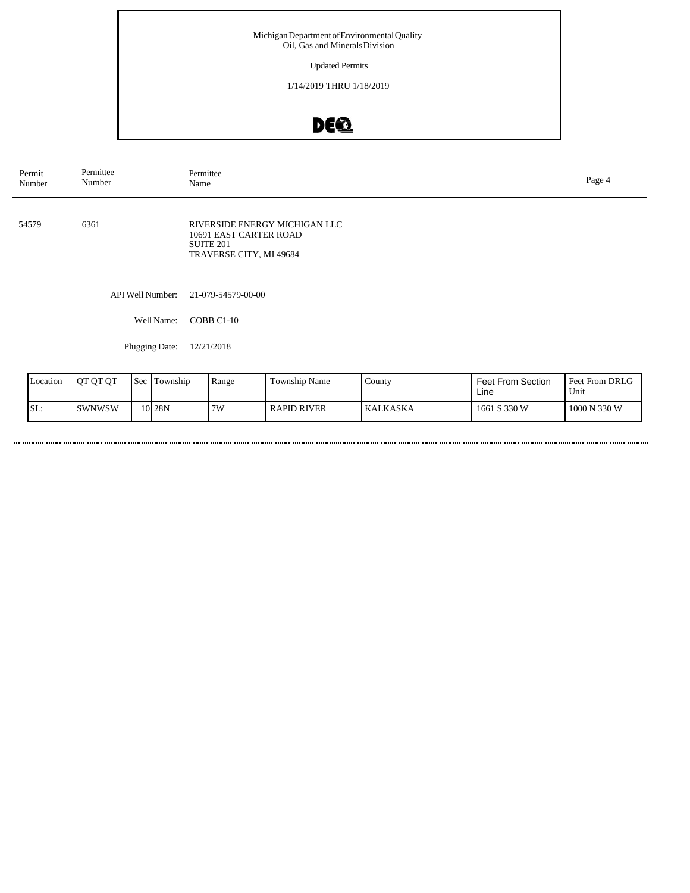Michigan Department of Environmental Quality
Oil, Gas and Minerals Division

Updated Permits

1/14/2019 THRU 1/18/2019

| Permit Number | Permittee Number | Permittee Name |
|---|---|---|
| 54579 | 6361 | RIVERSIDE ENERGY MICHIGAN LLC<br>10691 EAST CARTER ROAD<br>SUITE 201<br>TRAVERSE CITY, MI 49684 |

API Well Number: 21-079-54579-00-00

Well Name: COBB C1-10

Plugging Date: 12/21/2018

| Location | QT QT QT | Sec | Township | Range | Township Name | County | Feet From Section Line | Feet From DRLG Unit |
|---|---|---|---|---|---|---|---|---|
| SL: | SWNWSW | 10 | 28N | 7W | RAPID RIVER | KALKASKA | 1661 S 330 W | 1000 N 330 W |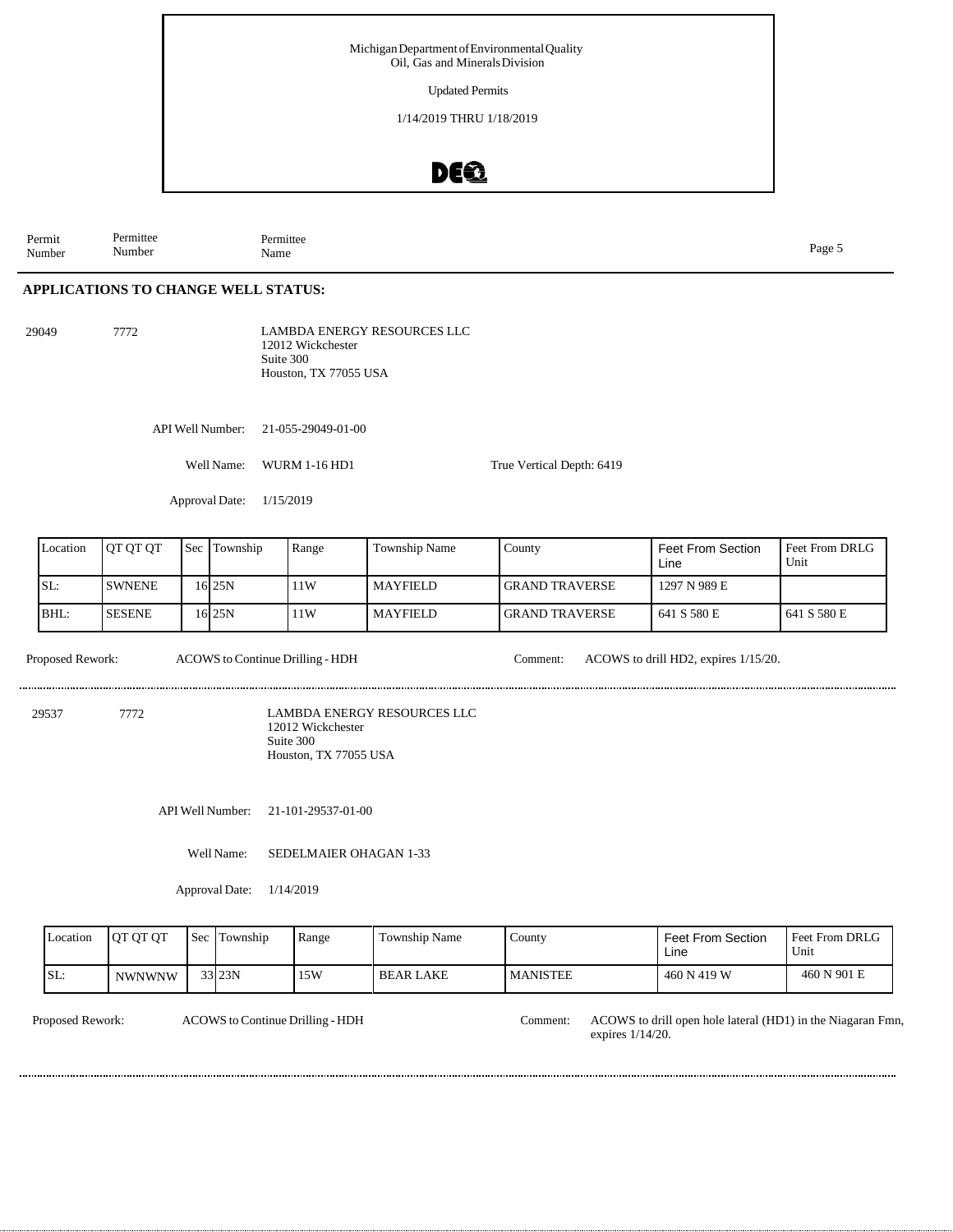Michigan Department of Environmental Quality
Oil, Gas and Minerals Division

Updated Permits

1/14/2019 THRU 1/18/2019

| Permit Number | Permittee Number | Permittee Name |
|---|---|---|

## APPLICATIONS TO CHANGE WELL STATUS:

**29049** | **7772** | LAMBDA ENERGY RESOURCES LLC
12012 Wickchester
Suite 300
Houston, TX 77055 USA

API Well Number: 21-055-29049-01-00

Well Name: WURM 1-16 HD1 | True Vertical Depth: 6419

Approval Date: 1/15/2019

| Location | QT QT QT | Sec | Township | Range | Township Name | County | Feet From Section Line | Feet From DRLG Unit |
|---|---|---|---|---|---|---|---|---|
| SL: | SWNENE | 16 | 25N | 11W | MAYFIELD | GRAND TRAVERSE | 1297 N 989 E | |
| BHL: | SESENE | 16 | 25N | 11W | MAYFIELD | GRAND TRAVERSE | 641 S 580 E | 641 S 580 E |

Proposed Rework: ACOWS to Continue Drilling - HDH

Comment: ACOWS to drill HD2, expires 1/15/20.

---

**29537** | **7772** | LAMBDA ENERGY RESOURCES LLC
12012 Wickchester
Suite 300
Houston, TX 77055 USA

API Well Number: 21-101-29537-01-00

Well Name: SEDELMAIER OHAGAN 1-33

Approval Date: 1/14/2019

| Location | QT QT QT | Sec | Township | Range | Township Name | County | Feet From Section Line | Feet From DRLG Unit |
|---|---|---|---|---|---|---|---|---|
| SL: | NWNWNW | 33 | 23N | 15W | BEAR LAKE | MANISTEE | 460 N 419 W | 460 N 901 E |

Proposed Rework: ACOWS to Continue Drilling - HDH

Comment: ACOWS to drill open hole lateral (HD1) in the Niagaran Fmn, expires 1/14/20.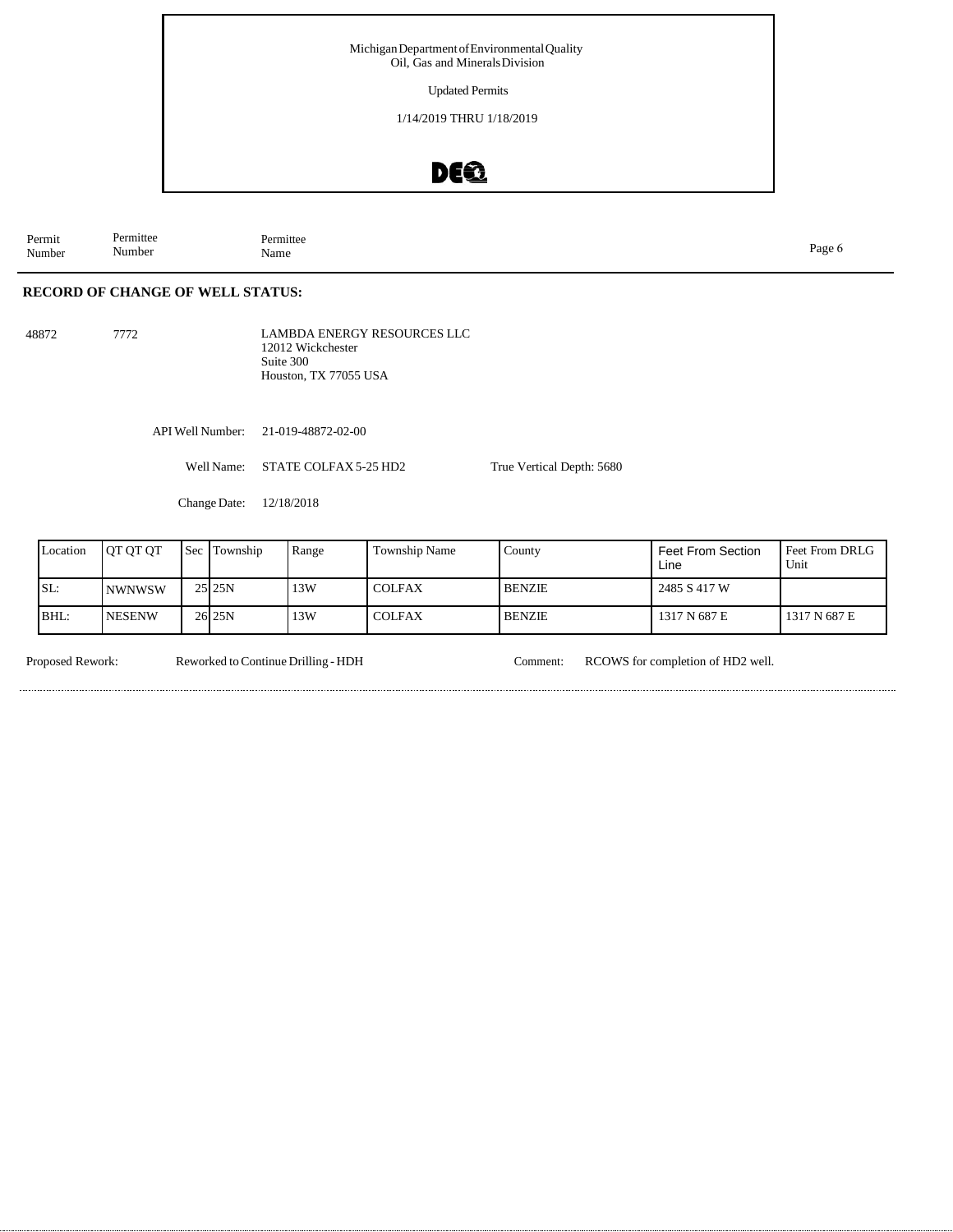Michigan Department of Environmental Quality
Oil, Gas and Minerals Division

Updated Permits

1/14/2019 THRU 1/18/2019

| Permit Number | Permittee Number | Permittee Name |
|---|---|---|

## RECORD OF CHANGE OF WELL STATUS:

48872 7772 LAMBDA ENERGY RESOURCES LLC
12012 Wickchester
Suite 300
Houston, TX 77055 USA

API Well Number: 21-019-48872-02-00

Well Name: STATE COLFAX 5-25 HD2 True Vertical Depth: 5680

Change Date: 12/18/2018

| Location | QT QT QT | Sec | Township | Range | Township Name | County | Feet From Section Line | Feet From DRLG Unit |
|---|---|---|---|---|---|---|---|---|
| SL: | NWNWSW | 25 | 25N | 13W | COLFAX | BENZIE | 2485 S 417 W | |
| BHL: | NESENW | 26 | 25N | 13W | COLFAX | BENZIE | 1317 N 687 E | 1317 N 687 E |

Proposed Rework: Reworked to Continue Drilling - HDH Comment: RCOWS for completion of HD2 well.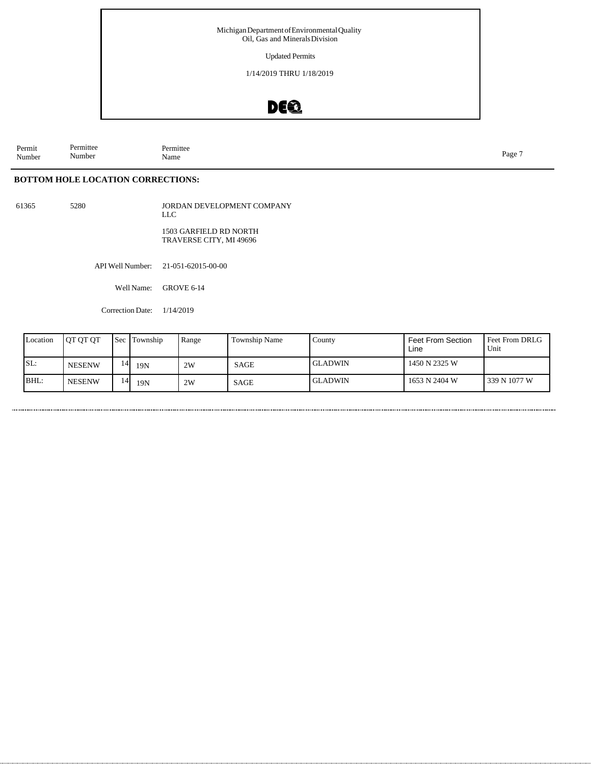Michigan Department of Environmental Quality
Oil, Gas and Minerals Division

Updated Permits

1/14/2019 THRU 1/18/2019

| Permit Number | Permittee Number | Permittee Name |
|---|---|---|

## BOTTOM HOLE LOCATION CORRECTIONS:

61365 5280 JORDAN DEVELOPMENT COMPANY LLC

1503 GARFIELD RD NORTH
TRAVERSE CITY, MI 49696

API Well Number: 21-051-62015-00-00

Well Name: GROVE 6-14

Correction Date: 1/14/2019

| Location | QT QT QT | Sec | Township | Range | Township Name | County | Feet From Section Line | Feet From DRLG Unit |
|---|---|---|---|---|---|---|---|---|
| SL: | NESENW | 14 | 19N | 2W | SAGE | GLADWIN | 1450 N 2325 W | |
| BHL: | NESENW | 14 | 19N | 2W | SAGE | GLADWIN | 1653 N 2404 W | 339 N 1077 W |